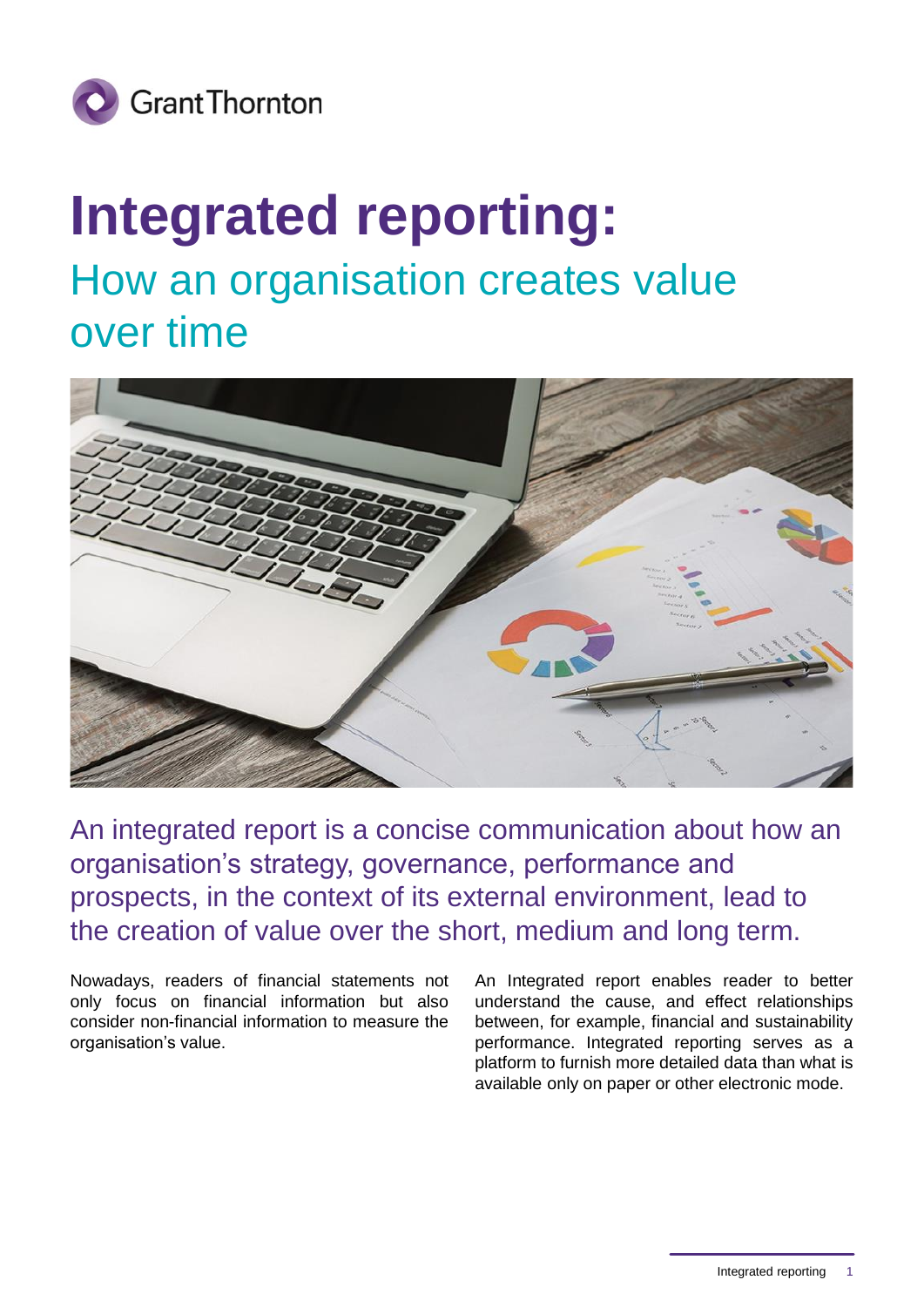Grant Thornton

# Integrated reporting:

## How an organisation creates value over time

An integrated report is a concise communication about how an organisation's strategy, governance, performance and prospects, in the context of its external environment, lead to the creation of value over the short, medium and long term.

Nowadays, readers of financial statements not only focus on financial information but also consider non-financial information to measure the organisation's value.

An Integrated report enables reader to better understand the cause, and effect relationships between, for example, financial and sustainability performance. Integrated reporting serves as a platform to furnish more detailed data than what is available only on paper or other electronic mode.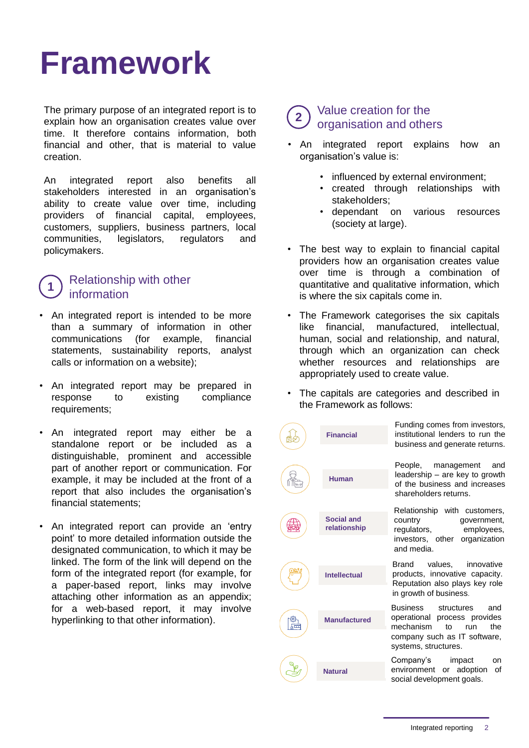# Framework

The primary purpose of an integrated report is to explain how an organisation creates value over time. It therefore contains information, both financial and other, that is material to value creation.

An integrated report also benefits all stakeholders interested in an organisation's ability to create value over time, including providers of financial capital, employees, customers, suppliers, business partners, local communities, legislators, regulators and policymakers.

## 1 Relationship with other information

- An integrated report is intended to be more than a summary of information in other communications (for example, financial statements, sustainability reports, analyst calls or information on a website);
- An integrated report may be prepared in response to existing compliance requirements;
- An integrated report may either be a standalone report or be included as a distinguishable, prominent and accessible part of another report or communication. For example, it may be included at the front of a report that also includes the organisation's financial statements;
- An integrated report can provide an 'entry point' to more detailed information outside the designated communication, to which it may be linked. The form of the link will depend on the form of the integrated report (for example, for a paper-based report, links may involve attaching other information as an appendix; for a web-based report, it may involve hyperlinking to that other information).

## 2 Value creation for the organisation and others

- An integrated report explains how an organisation's value is:
  - influenced by external environment;
  - created through relationships with stakeholders;
  - dependant on various resources (society at large).
- The best way to explain to financial capital providers how an organisation creates value over time is through a combination of quantitative and qualitative information, which is where the six capitals come in.
- The Framework categorises the six capitals like financial, manufactured, intellectual, human, social and relationship, and natural, through which an organization can check whether resources and relationships are appropriately used to create value.
- The capitals are categories and described in the Framework as follows:

| Capital | Description |
|---|---|
| **Financial** | Funding comes from investors, institutional lenders to run the business and generate returns. |
| **Human** | People, management and leadership – are key to growth of the business and increases shareholders returns. |
| **Social and relationship** | Relationship with customers, country government, regulators, employees, investors, other organization and media. |
| **Intellectual** | Brand values, innovative products, innovative capacity. Reputation also plays key role in growth of business. |
| **Manufactured** | Business structures and operational process provides mechanism to run the company such as IT software, systems, structures. |
| **Natural** | Company's impact on environment or adoption of social development goals. |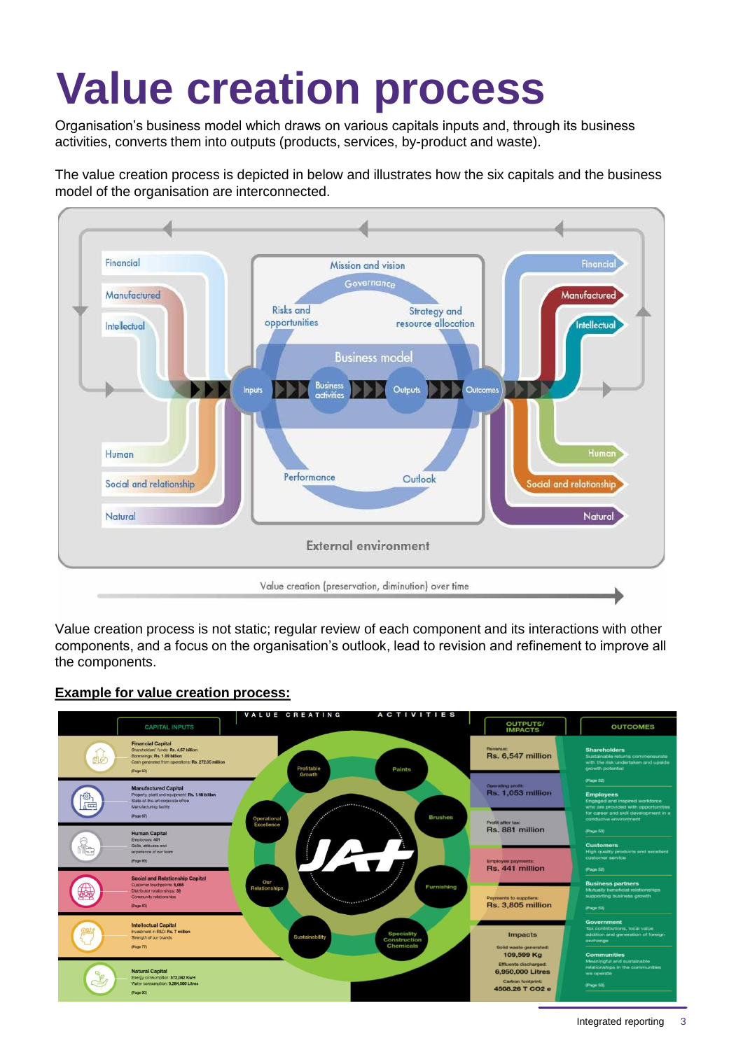# Value creation process

Organisation's business model which draws on various capitals inputs and, through its business activities, converts them into outputs (products, services, by-product and waste).

The value creation process is depicted in below and illustrates how the six capitals and the business model of the organisation are interconnected.

Financial
Manufactured
Intellectual
Human
Social and relationship
Natural

Mission and vision
Governance
Risks and opportunities
Strategy and resource allocation
Business model
Inputs
Business activities
Outputs
Outcomes
Performance
Outlook

Financial
Manufactured
Intellectual
Human
Social and relationship
Natural

External environment

Value creation (preservation, diminution) over time

Value creation process is not static; regular review of each component and its interactions with other components, and a focus on the organisation's outlook, lead to revision and refinement to improve all the components.

**Example for value creation process:**

| CAPITAL INPUTS | VALUE CREATING ACTIVITIES | OUTPUTS/ IMPACTS | OUTCOMES |
|---|---|---|---|
| **Financial Capital** Shareholders' funds: **Rs. 4.57 billion** Borrowings: **Rs. 1.89 billion** Cash generated from operations: **Rs. 272.05 million** (Page 63) | Profitable Growth | Revenue: **Rs. 6,547 million** | **Shareholders** Sustainable returns commensurate with the risk undertaken and upside growth potential (Page 52) |
| **Manufactured Capital** Property, plant and equipment: **Rs. 1.46 billion** State-of-the-art corporate office Manufacturing facility (Page 67) | Paints | Operating profit: **Rs. 1,053 million** | **Employees** Engaged and inspired workforce who are provided with opportunities for career and skill development in a conducive environment (Page 53) |
| **Human Capital** Employees: 401 Skills, attitudes and experience of our team (Page 69) | Operational Excellence | Profit after tax: **Rs. 881 million** | **Customers** High quality products and excellent customer service (Page 52) |
| **Social and Relationship Capital** Customer touchpoints: 9,068 Distributor relationships: 33 Community relationships (Page 83) | Brushes | Employee payments: **Rs. 441 million** | **Business partners** Mutually beneficial relationships supporting business growth (Page 53) |
| **Intellectual Capital** Investment in R&D: Rs. 7 million Strength of our brands (Page 77) | Our Relationships | Payments to suppliers: **Rs. 3,805 million** | **Government** Tax contributions, local value addition and generation of foreign exchange |
| **Natural Capital** Energy consumption: 672,042 KwH Water consumption: 9,284,000 Litres (Page 80) | Furnishing, Sustainability, Speciality Construction Chemicals | **Impacts** Solid waste generated: **109,599 Kg** Effluents discharged: **6,950,000 Litres** Carbon footprint: **4508.26 T CO2 e** | **Communities** Meaningful and sustainable relationships in the communities we operate (Page 53) |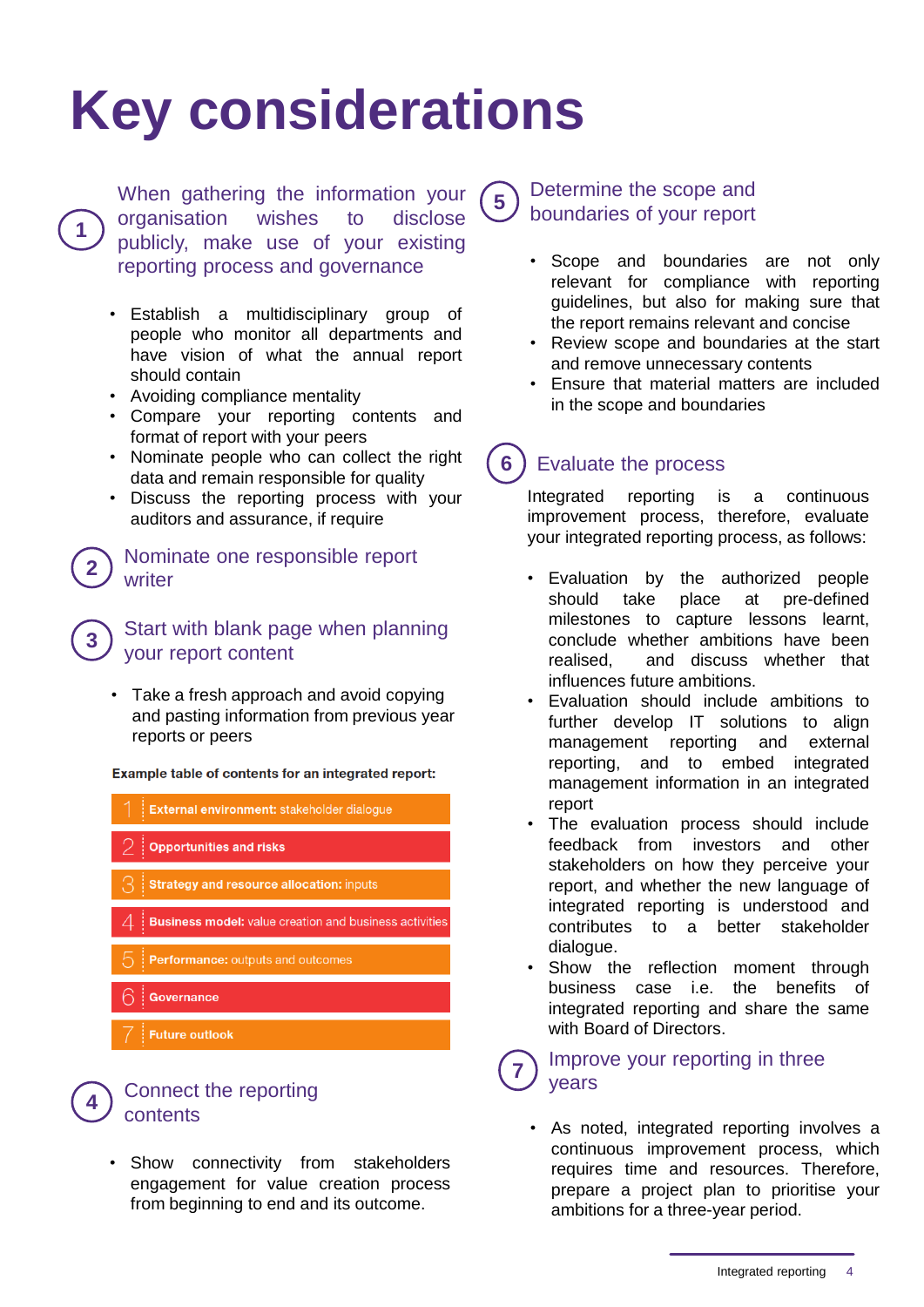# Key considerations

## 1 When gathering the information your organisation wishes to disclose publicly, make use of your existing reporting process and governance

- Establish a multidisciplinary group of people who monitor all departments and have vision of what the annual report should contain
- Avoiding compliance mentality
- Compare your reporting contents and format of report with your peers
- Nominate people who can collect the right data and remain responsible for quality
- Discuss the reporting process with your auditors and assurance, if require

## 2 Nominate one responsible report writer

## 3 Start with blank page when planning your report content

- Take a fresh approach and avoid copying and pasting information from previous year reports or peers

**Example table of contents for an integrated report:**

| | |
|---|---|
| 1 | **External environment:** stakeholder dialogue |
| 2 | **Opportunities and risks** |
| 3 | **Strategy and resource allocation:** inputs |
| 4 | **Business model:** value creation and business activities |
| 5 | **Performance:** outputs and outcomes |
| 6 | **Governance** |
| 7 | **Future outlook** |

## 4 Connect the reporting contents

- Show connectivity from stakeholders engagement for value creation process from beginning to end and its outcome.

## 5 Determine the scope and boundaries of your report

- Scope and boundaries are not only relevant for compliance with reporting guidelines, but also for making sure that the report remains relevant and concise
- Review scope and boundaries at the start and remove unnecessary contents
- Ensure that material matters are included in the scope and boundaries

## 6 Evaluate the process

Integrated reporting is a continuous improvement process, therefore, evaluate your integrated reporting process, as follows:

- Evaluation by the authorized people should take place at pre-defined milestones to capture lessons learnt, conclude whether ambitions have been realised, and discuss whether that influences future ambitions.
- Evaluation should include ambitions to further develop IT solutions to align management reporting and external reporting, and to embed integrated management information in an integrated report
- The evaluation process should include feedback from investors and other stakeholders on how they perceive your report, and whether the new language of integrated reporting is understood and contributes to a better stakeholder dialogue.
- Show the reflection moment through business case i.e. the benefits of integrated reporting and share the same with Board of Directors.

## 7 Improve your reporting in three years

- As noted, integrated reporting involves a continuous improvement process, which requires time and resources. Therefore, prepare a project plan to prioritise your ambitions for a three-year period.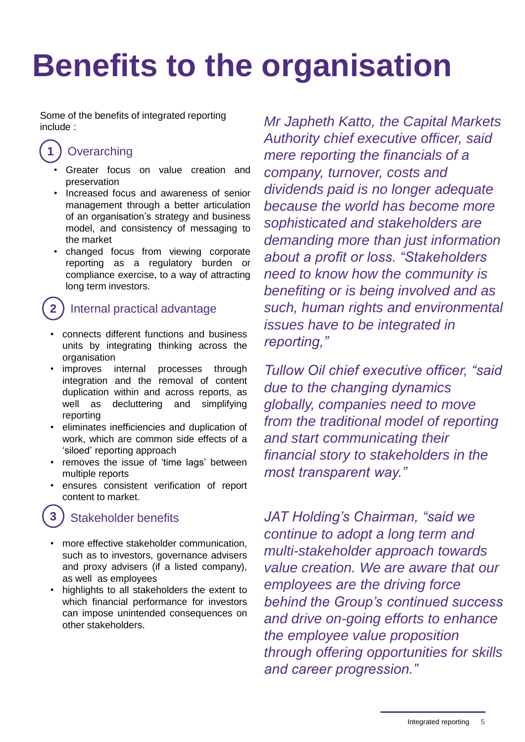# Benefits to the organisation

Some of the benefits of integrated reporting include :

## 1 Overarching

- Greater focus on value creation and preservation
- Increased focus and awareness of senior management through a better articulation of an organisation's strategy and business model, and consistency of messaging to the market
- changed focus from viewing corporate reporting as a regulatory burden or compliance exercise, to a way of attracting long term investors.

## 2 Internal practical advantage

- connects different functions and business units by integrating thinking across the organisation
- improves internal processes through integration and the removal of content duplication within and across reports, as well as decluttering and simplifying reporting
- eliminates inefficiencies and duplication of work, which are common side effects of a 'siloed' reporting approach
- removes the issue of 'time lags' between multiple reports
- ensures consistent verification of report content to market.

## 3 Stakeholder benefits

- more effective stakeholder communication, such as to investors, governance advisers and proxy advisers (if a listed company), as well as employees
- highlights to all stakeholders the extent to which financial performance for investors can impose unintended consequences on other stakeholders.

*Mr Japheth Katto, the Capital Markets Authority chief executive officer, said mere reporting the financials of a company, turnover, costs and dividends paid is no longer adequate because the world has become more sophisticated and stakeholders are demanding more than just information about a profit or loss. "Stakeholders need to know how the community is benefiting or is being involved and as such, human rights and environmental issues have to be integrated in reporting,"*

*Tullow Oil chief executive officer, "said due to the changing dynamics globally, companies need to move from the traditional model of reporting and start communicating their financial story to stakeholders in the most transparent way."*

*JAT Holding's Chairman, "said we continue to adopt a long term and multi-stakeholder approach towards value creation. We are aware that our employees are the driving force behind the Group's continued success and drive on-going efforts to enhance the employee value proposition through offering opportunities for skills and career progression."*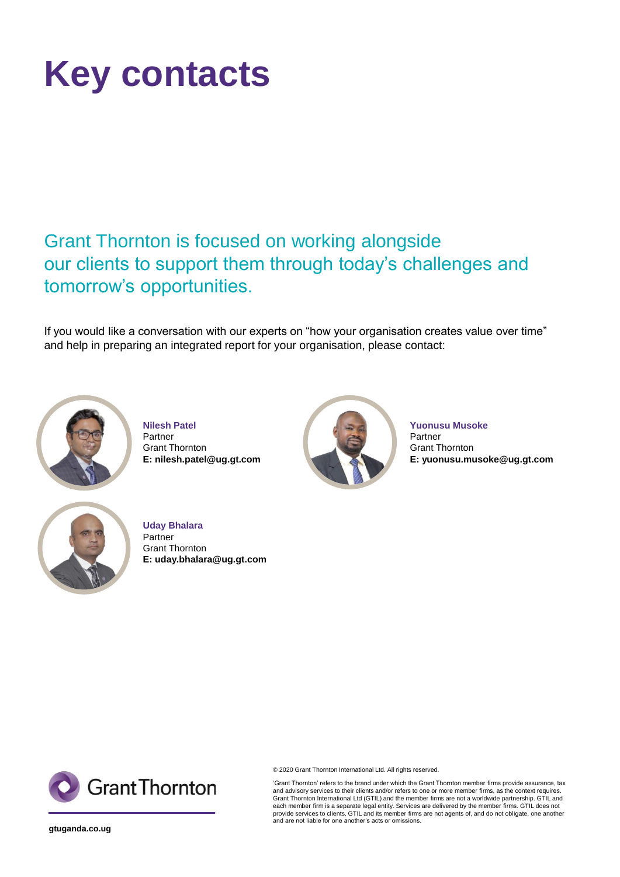# Key contacts

## Grant Thornton is focused on working alongside our clients to support them through today's challenges and tomorrow's opportunities.

If you would like a conversation with our experts on "how your organisation creates value over time" and help in preparing an integrated report for your organisation, please contact:

**Nilesh Patel**
Partner
Grant Thornton
**E: nilesh.patel@ug.gt.com**

**Yuonusu Musoke**
Partner
Grant Thornton
**E: yuonusu.musoke@ug.gt.com**

**Uday Bhalara**
Partner
Grant Thornton
**E: uday.bhalara@ug.gt.com**

Grant Thornton

**gtuganda.co.ug**

© 2020 Grant Thornton International Ltd. All rights reserved.

'Grant Thornton' refers to the brand under which the Grant Thornton member firms provide assurance, tax and advisory services to their clients and/or refers to one or more member firms, as the context requires. Grant Thornton International Ltd (GTIL) and the member firms are not a worldwide partnership. GTIL and each member firm is a separate legal entity. Services are delivered by the member firms. GTIL does not provide services to clients. GTIL and its member firms are not agents of, and do not obligate, one another and are not liable for one another's acts or omissions.